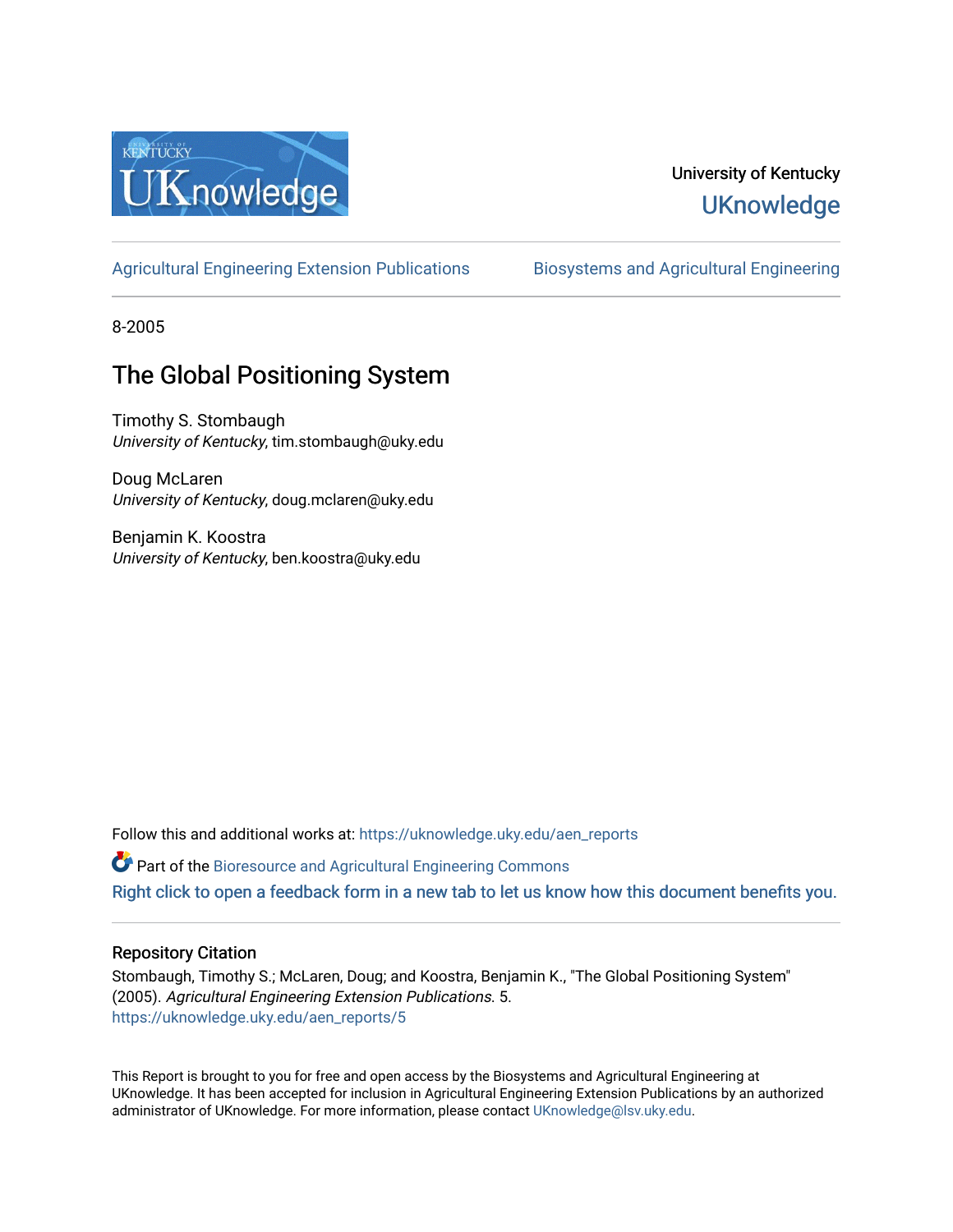University of Kentucky
UKnowledge

Agricultural Engineering Extension Publications | Biosystems and Agricultural Engineering

8-2005

# The Global Positioning System

Timothy S. Stombaugh
*University of Kentucky*, tim.stombaugh@uky.edu

Doug McLaren
*University of Kentucky*, doug.mclaren@uky.edu

Benjamin K. Koostra
*University of Kentucky*, ben.koostra@uky.edu

Follow this and additional works at: https://uknowledge.uky.edu/aen_reports

Part of the Bioresource and Agricultural Engineering Commons

Right click to open a feedback form in a new tab to let us know how this document benefits you.

## Repository Citation

Stombaugh, Timothy S.; McLaren, Doug; and Koostra, Benjamin K., "The Global Positioning System" (2005). *Agricultural Engineering Extension Publications*. 5.
https://uknowledge.uky.edu/aen_reports/5

This Report is brought to you for free and open access by the Biosystems and Agricultural Engineering at UKnowledge. It has been accepted for inclusion in Agricultural Engineering Extension Publications by an authorized administrator of UKnowledge. For more information, please contact UKnowledge@lsv.uky.edu.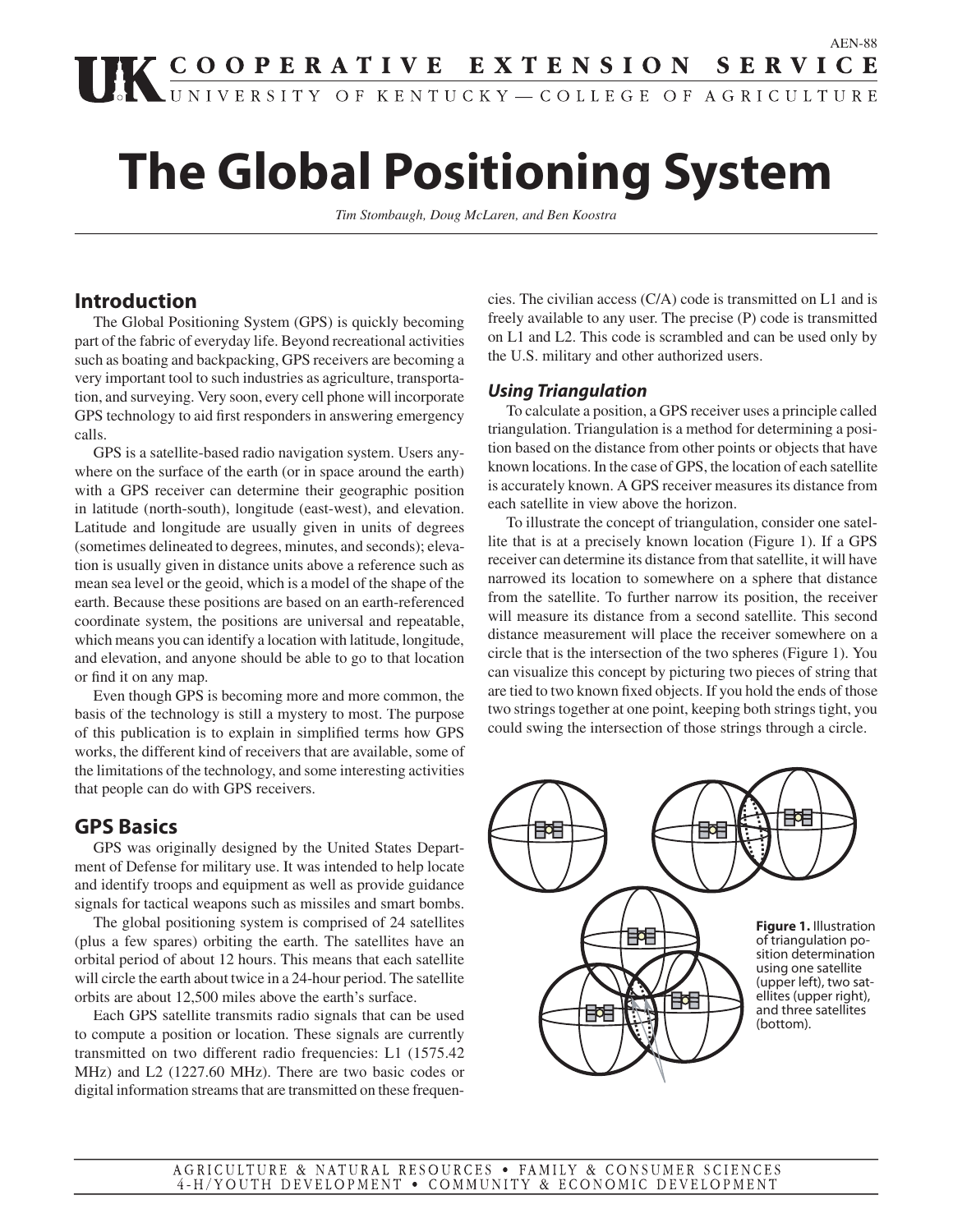# The Global Positioning System

*Tim Stombaugh, Doug McLaren, and Ben Koostra*

## Introduction

The Global Positioning System (GPS) is quickly becoming part of the fabric of everyday life. Beyond recreational activities such as boating and backpacking, GPS receivers are becoming a very important tool to such industries as agriculture, transportation, and surveying. Very soon, every cell phone will incorporate GPS technology to aid first responders in answering emergency calls.

GPS is a satellite-based radio navigation system. Users anywhere on the surface of the earth (or in space around the earth) with a GPS receiver can determine their geographic position in latitude (north-south), longitude (east-west), and elevation. Latitude and longitude are usually given in units of degrees (sometimes delineated to degrees, minutes, and seconds); elevation is usually given in distance units above a reference such as mean sea level or the geoid, which is a model of the shape of the earth. Because these positions are based on an earth-referenced coordinate system, the positions are universal and repeatable, which means you can identify a location with latitude, longitude, and elevation, and anyone should be able to go to that location or find it on any map.

Even though GPS is becoming more and more common, the basis of the technology is still a mystery to most. The purpose of this publication is to explain in simplified terms how GPS works, the different kind of receivers that are available, some of the limitations of the technology, and some interesting activities that people can do with GPS receivers.

## GPS Basics

GPS was originally designed by the United States Department of Defense for military use. It was intended to help locate and identify troops and equipment as well as provide guidance signals for tactical weapons such as missiles and smart bombs.

The global positioning system is comprised of 24 satellites (plus a few spares) orbiting the earth. The satellites have an orbital period of about 12 hours. This means that each satellite will circle the earth about twice in a 24-hour period. The satellite orbits are about 12,500 miles above the earth's surface.

Each GPS satellite transmits radio signals that can be used to compute a position or location. These signals are currently transmitted on two different radio frequencies: L1 (1575.42 MHz) and L2 (1227.60 MHz). There are two basic codes or digital information streams that are transmitted on these frequencies. The civilian access (C/A) code is transmitted on L1 and is freely available to any user. The precise (P) code is transmitted on L1 and L2. This code is scrambled and can be used only by the U.S. military and other authorized users.

### *Using Triangulation*

To calculate a position, a GPS receiver uses a principle called triangulation. Triangulation is a method for determining a position based on the distance from other points or objects that have known locations. In the case of GPS, the location of each satellite is accurately known. A GPS receiver measures its distance from each satellite in view above the horizon.

To illustrate the concept of triangulation, consider one satellite that is at a precisely known location (Figure 1). If a GPS receiver can determine its distance from that satellite, it will have narrowed its location to somewhere on a sphere that distance from the satellite. To further narrow its position, the receiver will measure its distance from a second satellite. This second distance measurement will place the receiver somewhere on a circle that is the intersection of the two spheres (Figure 1). You can visualize this concept by picturing two pieces of string that are tied to two known fixed objects. If you hold the ends of those two strings together at one point, keeping both strings tight, you could swing the intersection of those strings through a circle.

**Figure 1.** Illustration of triangulation position determination using one satellite (upper left), two satellites (upper right), and three satellites (bottom).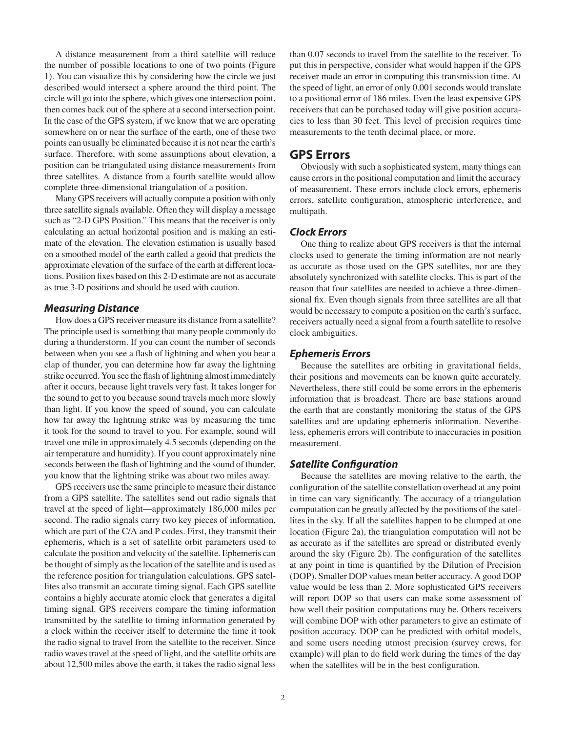A distance measurement from a third satellite will reduce the number of possible locations to one of two points (Figure 1). You can visualize this by considering how the circle we just described would intersect a sphere around the third point. The circle will go into the sphere, which gives one intersection point, then comes back out of the sphere at a second intersection point. In the case of the GPS system, if we know that we are operating somewhere on or near the surface of the earth, one of these two points can usually be eliminated because it is not near the earth's surface. Therefore, with some assumptions about elevation, a position can be triangulated using distance measurements from three satellites. A distance from a fourth satellite would allow complete three-dimensional triangulation of a position.

Many GPS receivers will actually compute a position with only three satellite signals available. Often they will display a message such as "2-D GPS Position." This means that the receiver is only calculating an actual horizontal position and is making an estimate of the elevation. The elevation estimation is usually based on a smoothed model of the earth called a geoid that predicts the approximate elevation of the surface of the earth at different locations. Position fixes based on this 2-D estimate are not as accurate as true 3-D positions and should be used with caution.

### *Measuring Distance*

How does a GPS receiver measure its distance from a satellite? The principle used is something that many people commonly do during a thunderstorm. If you can count the number of seconds between when you see a flash of lightning and when you hear a clap of thunder, you can determine how far away the lightning strike occurred. You see the flash of lightning almost immediately after it occurs, because light travels very fast. It takes longer for the sound to get to you because sound travels much more slowly than light. If you know the speed of sound, you can calculate how far away the lightning strike was by measuring the time it took for the sound to travel to you. For example, sound will travel one mile in approximately 4.5 seconds (depending on the air temperature and humidity). If you count approximately nine seconds between the flash of lightning and the sound of thunder, you know that the lightning strike was about two miles away.

GPS receivers use the same principle to measure their distance from a GPS satellite. The satellites send out radio signals that travel at the speed of light—approximately 186,000 miles per second. The radio signals carry two key pieces of information, which are part of the C/A and P codes. First, they transmit their ephemeris, which is a set of satellite orbit parameters used to calculate the position and velocity of the satellite. Ephemeris can be thought of simply as the location of the satellite and is used as the reference position for triangulation calculations. GPS satellites also transmit an accurate timing signal. Each GPS satellite contains a highly accurate atomic clock that generates a digital timing signal. GPS receivers compare the timing information transmitted by the satellite to timing information generated by a clock within the receiver itself to determine the time it took the radio signal to travel from the satellite to the receiver. Since radio waves travel at the speed of light, and the satellite orbits are about 12,500 miles above the earth, it takes the radio signal less than 0.07 seconds to travel from the satellite to the receiver. To put this in perspective, consider what would happen if the GPS receiver made an error in computing this transmission time. At the speed of light, an error of only 0.001 seconds would translate to a positional error of 186 miles. Even the least expensive GPS receivers that can be purchased today will give position accuracies to less than 30 feet. This level of precision requires time measurements to the tenth decimal place, or more.

## GPS Errors

Obviously with such a sophisticated system, many things can cause errors in the positional computation and limit the accuracy of measurement. These errors include clock errors, ephemeris errors, satellite configuration, atmospheric interference, and multipath.

### *Clock Errors*

One thing to realize about GPS receivers is that the internal clocks used to generate the timing information are not nearly as accurate as those used on the GPS satellites, nor are they absolutely synchronized with satellite clocks. This is part of the reason that four satellites are needed to achieve a three-dimensional fix. Even though signals from three satellites are all that would be necessary to compute a position on the earth's surface, receivers actually need a signal from a fourth satellite to resolve clock ambiguities.

### *Ephemeris Errors*

Because the satellites are orbiting in gravitational fields, their positions and movements can be known quite accurately. Nevertheless, there still could be some errors in the ephemeris information that is broadcast. There are base stations around the earth that are constantly monitoring the status of the GPS satellites and are updating ephemeris information. Nevertheless, ephemeris errors will contribute to inaccuracies in position measurement.

### *Satellite Configuration*

Because the satellites are moving relative to the earth, the configuration of the satellite constellation overhead at any point in time can vary significantly. The accuracy of a triangulation computation can be greatly affected by the positions of the satellites in the sky. If all the satellites happen to be clumped at one location (Figure 2a), the triangulation computation will not be as accurate as if the satellites are spread or distributed evenly around the sky (Figure 2b). The configuration of the satellites at any point in time is quantified by the Dilution of Precision (DOP). Smaller DOP values mean better accuracy. A good DOP value would be less than 2. More sophisticated GPS receivers will report DOP so that users can make some assessment of how well their position computations may be. Others receivers will combine DOP with other parameters to give an estimate of position accuracy. DOP can be predicted with orbital models, and some users needing utmost precision (survey crews, for example) will plan to do field work during the times of the day when the satellites will be in the best configuration.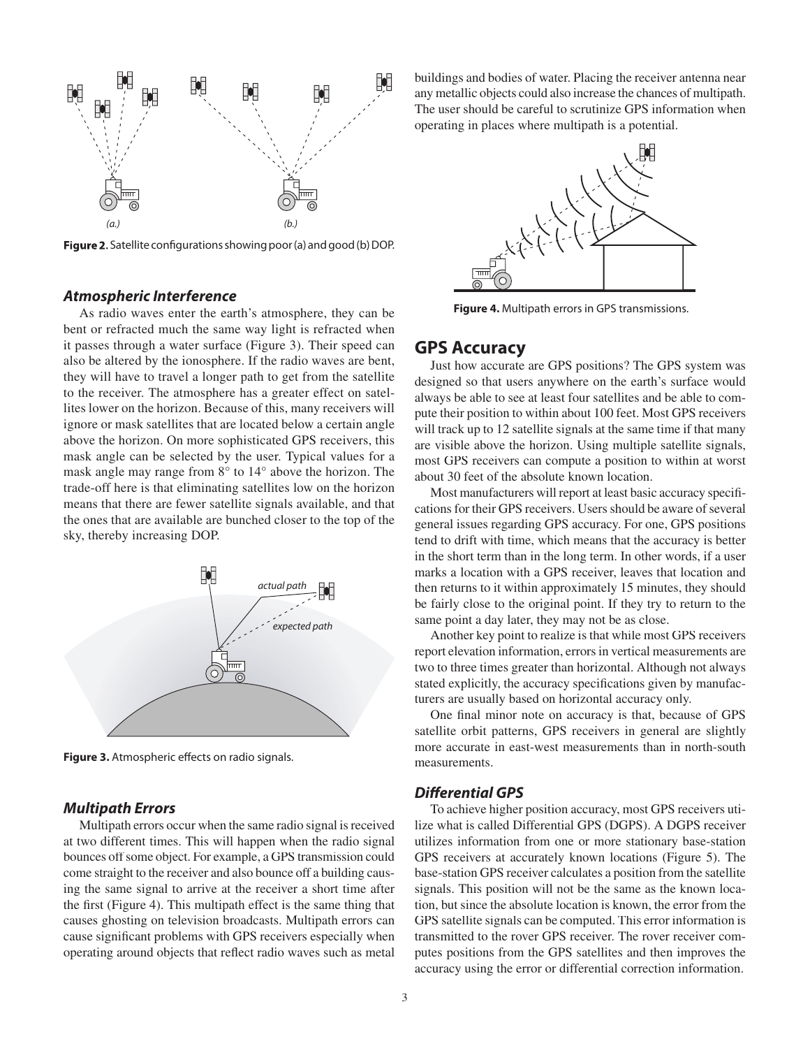Figure 2. Satellite configurations showing poor (a) and good (b) DOP.

### *Atmospheric Interference*

As radio waves enter the earth's atmosphere, they can be bent or refracted much the same way light is refracted when it passes through a water surface (Figure 3). Their speed can also be altered by the ionosphere. If the radio waves are bent, they will have to travel a longer path to get from the satellite to the receiver. The atmosphere has a greater effect on satellites lower on the horizon. Because of this, many receivers will ignore or mask satellites that are located below a certain angle above the horizon. On more sophisticated GPS receivers, this mask angle can be selected by the user. Typical values for a mask angle may range from 8° to 14° above the horizon. The trade-off here is that eliminating satellites low on the horizon means that there are fewer satellite signals available, and that the ones that are available are bunched closer to the top of the sky, thereby increasing DOP.

Figure 3. Atmospheric effects on radio signals.

### *Multipath Errors*

Multipath errors occur when the same radio signal is received at two different times. This will happen when the radio signal bounces off some object. For example, a GPS transmission could come straight to the receiver and also bounce off a building causing the same signal to arrive at the receiver a short time after the first (Figure 4). This multipath effect is the same thing that causes ghosting on television broadcasts. Multipath errors can cause significant problems with GPS receivers especially when operating around objects that reflect radio waves such as metal buildings and bodies of water. Placing the receiver antenna near any metallic objects could also increase the chances of multipath. The user should be careful to scrutinize GPS information when operating in places where multipath is a potential.

Figure 4. Multipath errors in GPS transmissions.

## GPS Accuracy

Just how accurate are GPS positions? The GPS system was designed so that users anywhere on the earth's surface would always be able to see at least four satellites and be able to compute their position to within about 100 feet. Most GPS receivers will track up to 12 satellite signals at the same time if that many are visible above the horizon. Using multiple satellite signals, most GPS receivers can compute a position to within at worst about 30 feet of the absolute known location.

Most manufacturers will report at least basic accuracy specifications for their GPS receivers. Users should be aware of several general issues regarding GPS accuracy. For one, GPS positions tend to drift with time, which means that the accuracy is better in the short term than in the long term. In other words, if a user marks a location with a GPS receiver, leaves that location and then returns to it within approximately 15 minutes, they should be fairly close to the original point. If they try to return to the same point a day later, they may not be as close.

Another key point to realize is that while most GPS receivers report elevation information, errors in vertical measurements are two to three times greater than horizontal. Although not always stated explicitly, the accuracy specifications given by manufacturers are usually based on horizontal accuracy only.

One final minor note on accuracy is that, because of GPS satellite orbit patterns, GPS receivers in general are slightly more accurate in east-west measurements than in north-south measurements.

### *Differential GPS*

To achieve higher position accuracy, most GPS receivers utilize what is called Differential GPS (DGPS). A DGPS receiver utilizes information from one or more stationary base-station GPS receivers at accurately known locations (Figure 5). The base-station GPS receiver calculates a position from the satellite signals. This position will not be the same as the known location, but since the absolute location is known, the error from the GPS satellite signals can be computed. This error information is transmitted to the rover GPS receiver. The rover receiver computes positions from the GPS satellites and then improves the accuracy using the error or differential correction information.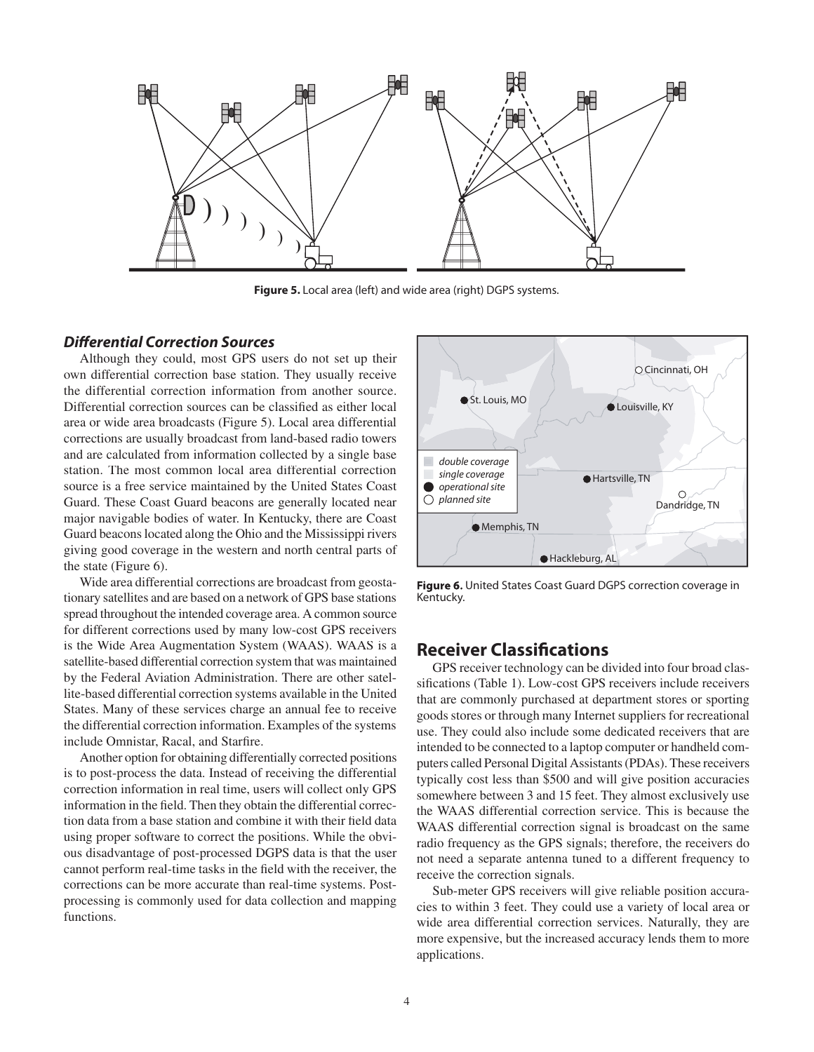**Figure 5.** Local area (left) and wide area (right) DGPS systems.

### *Differential Correction Sources*

Although they could, most GPS users do not set up their own differential correction base station. They usually receive the differential correction information from another source. Differential correction sources can be classified as either local area or wide area broadcasts (Figure 5). Local area differential corrections are usually broadcast from land-based radio towers and are calculated from information collected by a single base station. The most common local area differential correction source is a free service maintained by the United States Coast Guard. These Coast Guard beacons are generally located near major navigable bodies of water. In Kentucky, there are Coast Guard beacons located along the Ohio and the Mississippi rivers giving good coverage in the western and north central parts of the state (Figure 6).

Wide area differential corrections are broadcast from geostationary satellites and are based on a network of GPS base stations spread throughout the intended coverage area. A common source for different corrections used by many low-cost GPS receivers is the Wide Area Augmentation System (WAAS). WAAS is a satellite-based differential correction system that was maintained by the Federal Aviation Administration. There are other satellite-based differential correction systems available in the United States. Many of these services charge an annual fee to receive the differential correction information. Examples of the systems include Omnistar, Racal, and Starfire.

Another option for obtaining differentially corrected positions is to post-process the data. Instead of receiving the differential correction information in real time, users will collect only GPS information in the field. Then they obtain the differential correction data from a base station and combine it with their field data using proper software to correct the positions. While the obvious disadvantage of post-processed DGPS data is that the user cannot perform real-time tasks in the field with the receiver, the corrections can be more accurate than real-time systems. Post-processing is commonly used for data collection and mapping functions.

**Figure 6.** United States Coast Guard DGPS correction coverage in Kentucky.

## Receiver Classifications

GPS receiver technology can be divided into four broad classifications (Table 1). Low-cost GPS receivers include receivers that are commonly purchased at department stores or sporting goods stores or through many Internet suppliers for recreational use. They could also include some dedicated receivers that are intended to be connected to a laptop computer or handheld computers called Personal Digital Assistants (PDAs). These receivers typically cost less than $500 and will give position accuracies somewhere between 3 and 15 feet. They almost exclusively use the WAAS differential correction service. This is because the WAAS differential correction signal is broadcast on the same radio frequency as the GPS signals; therefore, the receivers do not need a separate antenna tuned to a different frequency to receive the correction signals.

Sub-meter GPS receivers will give reliable position accuracies to within 3 feet. They could use a variety of local area or wide area differential correction services. Naturally, they are more expensive, but the increased accuracy lends them to more applications.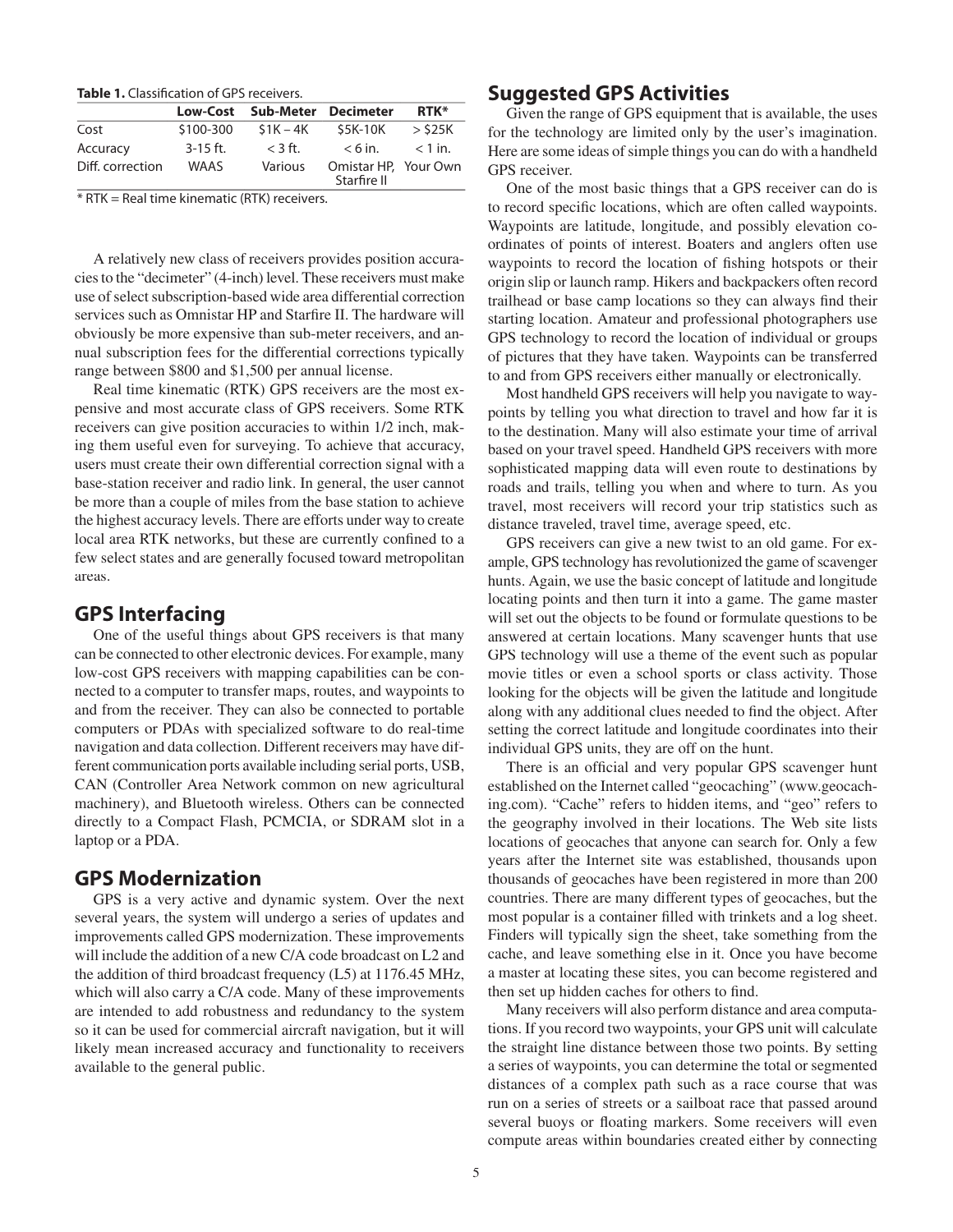**Table 1.** Classification of GPS receivers.

| | Low-Cost | Sub-Meter | Decimeter | RTK* |
|---|---|---|---|---|
| Cost | $100-300 | $1K – 4K | $5K-10K | > $25K |
| Accuracy | 3-15 ft. | < 3 ft. | < 6 in. | < 1 in. |
| Diff. correction | WAAS | Various | Omistar HP, Starfire II | Your Own |

\* RTK = Real time kinematic (RTK) receivers.

A relatively new class of receivers provides position accuracies to the "decimeter" (4-inch) level. These receivers must make use of select subscription-based wide area differential correction services such as Omnistar HP and Starfire II. The hardware will obviously be more expensive than sub-meter receivers, and annual subscription fees for the differential corrections typically range between $800 and $1,500 per annual license.

Real time kinematic (RTK) GPS receivers are the most expensive and most accurate class of GPS receivers. Some RTK receivers can give position accuracies to within 1/2 inch, making them useful even for surveying. To achieve that accuracy, users must create their own differential correction signal with a base-station receiver and radio link. In general, the user cannot be more than a couple of miles from the base station to achieve the highest accuracy levels. There are efforts under way to create local area RTK networks, but these are currently confined to a few select states and are generally focused toward metropolitan areas.

## GPS Interfacing

One of the useful things about GPS receivers is that many can be connected to other electronic devices. For example, many low-cost GPS receivers with mapping capabilities can be connected to a computer to transfer maps, routes, and waypoints to and from the receiver. They can also be connected to portable computers or PDAs with specialized software to do real-time navigation and data collection. Different receivers may have different communication ports available including serial ports, USB, CAN (Controller Area Network common on new agricultural machinery), and Bluetooth wireless. Others can be connected directly to a Compact Flash, PCMCIA, or SDRAM slot in a laptop or a PDA.

## GPS Modernization

GPS is a very active and dynamic system. Over the next several years, the system will undergo a series of updates and improvements called GPS modernization. These improvements will include the addition of a new C/A code broadcast on L2 and the addition of third broadcast frequency (L5) at 1176.45 MHz, which will also carry a C/A code. Many of these improvements are intended to add robustness and redundancy to the system so it can be used for commercial aircraft navigation, but it will likely mean increased accuracy and functionality to receivers available to the general public.

## Suggested GPS Activities

Given the range of GPS equipment that is available, the uses for the technology are limited only by the user's imagination. Here are some ideas of simple things you can do with a handheld GPS receiver.

One of the most basic things that a GPS receiver can do is to record specific locations, which are often called waypoints. Waypoints are latitude, longitude, and possibly elevation coordinates of points of interest. Boaters and anglers often use waypoints to record the location of fishing hotspots or their origin slip or launch ramp. Hikers and backpackers often record trailhead or base camp locations so they can always find their starting location. Amateur and professional photographers use GPS technology to record the location of individual or groups of pictures that they have taken. Waypoints can be transferred to and from GPS receivers either manually or electronically.

Most handheld GPS receivers will help you navigate to waypoints by telling you what direction to travel and how far it is to the destination. Many will also estimate your time of arrival based on your travel speed. Handheld GPS receivers with more sophisticated mapping data will even route to destinations by roads and trails, telling you when and where to turn. As you travel, most receivers will record your trip statistics such as distance traveled, travel time, average speed, etc.

GPS receivers can give a new twist to an old game. For example, GPS technology has revolutionized the game of scavenger hunts. Again, we use the basic concept of latitude and longitude locating points and then turn it into a game. The game master will set out the objects to be found or formulate questions to be answered at certain locations. Many scavenger hunts that use GPS technology will use a theme of the event such as popular movie titles or even a school sports or class activity. Those looking for the objects will be given the latitude and longitude along with any additional clues needed to find the object. After setting the correct latitude and longitude coordinates into their individual GPS units, they are off on the hunt.

There is an official and very popular GPS scavenger hunt established on the Internet called "geocaching" (www.geocaching.com). "Cache" refers to hidden items, and "geo" refers to the geography involved in their locations. The Web site lists locations of geocaches that anyone can search for. Only a few years after the Internet site was established, thousands upon thousands of geocaches have been registered in more than 200 countries. There are many different types of geocaches, but the most popular is a container filled with trinkets and a log sheet. Finders will typically sign the sheet, take something from the cache, and leave something else in it. Once you have become a master at locating these sites, you can become registered and then set up hidden caches for others to find.

Many receivers will also perform distance and area computations. If you record two waypoints, your GPS unit will calculate the straight line distance between those two points. By setting a series of waypoints, you can determine the total or segmented distances of a complex path such as a race course that was run on a series of streets or a sailboat race that passed around several buoys or floating markers. Some receivers will even compute areas within boundaries created either by connecting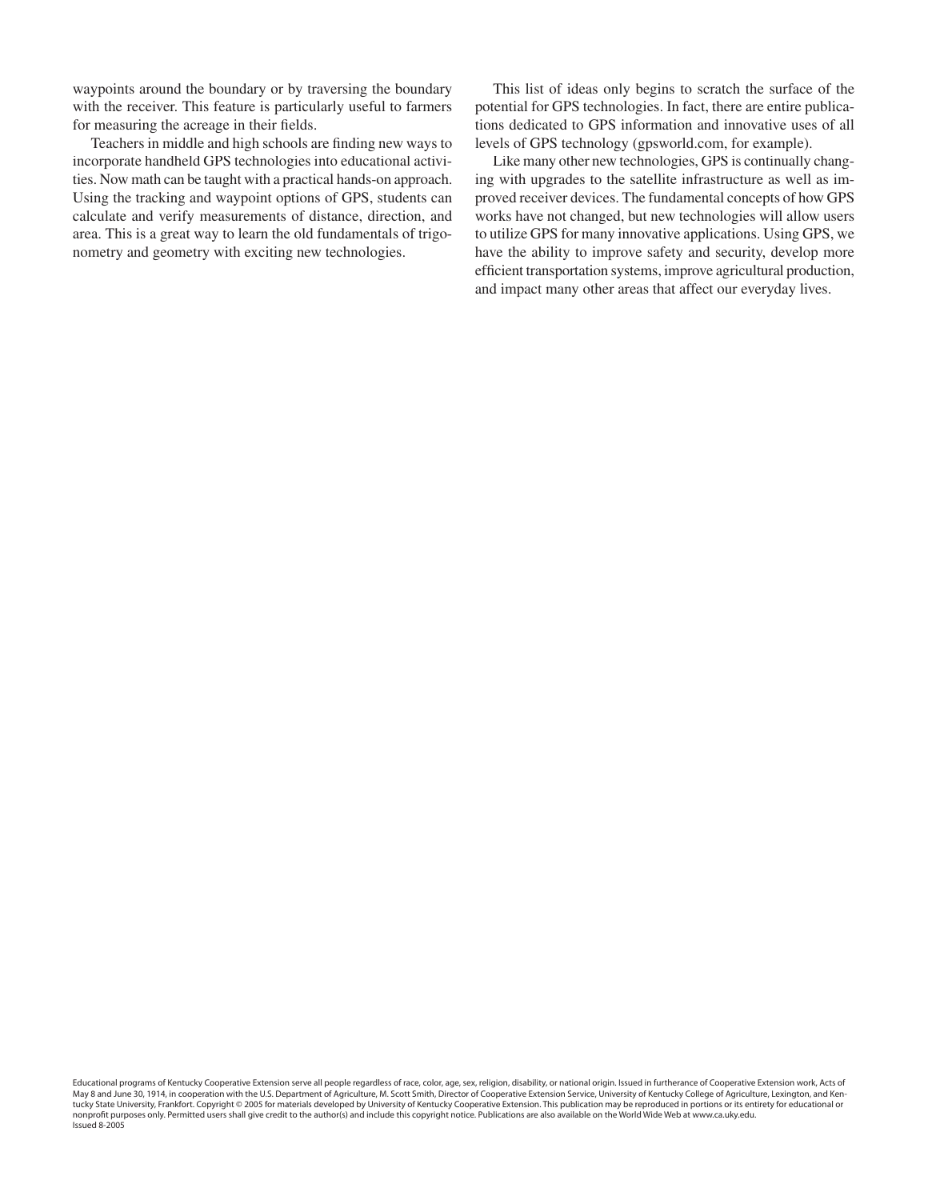waypoints around the boundary or by traversing the boundary with the receiver. This feature is particularly useful to farmers for measuring the acreage in their fields.

Teachers in middle and high schools are finding new ways to incorporate handheld GPS technologies into educational activities. Now math can be taught with a practical hands-on approach. Using the tracking and waypoint options of GPS, students can calculate and verify measurements of distance, direction, and area. This is a great way to learn the old fundamentals of trigonometry and geometry with exciting new technologies.

This list of ideas only begins to scratch the surface of the potential for GPS technologies. In fact, there are entire publications dedicated to GPS information and innovative uses of all levels of GPS technology (gpsworld.com, for example).

Like many other new technologies, GPS is continually changing with upgrades to the satellite infrastructure as well as improved receiver devices. The fundamental concepts of how GPS works have not changed, but new technologies will allow users to utilize GPS for many innovative applications. Using GPS, we have the ability to improve safety and security, develop more efficient transportation systems, improve agricultural production, and impact many other areas that affect our everyday lives.

Educational programs of Kentucky Cooperative Extension serve all people regardless of race, color, age, sex, religion, disability, or national origin. Issued in furtherance of Cooperative Extension work, Acts of May 8 and June 30, 1914, in cooperation with the U.S. Department of Agriculture, M. Scott Smith, Director of Cooperative Extension Service, University of Kentucky College of Agriculture, Lexington, and Kentucky State University, Frankfort. Copyright © 2005 for materials developed by University of Kentucky Cooperative Extension. This publication may be reproduced in portions or its entirety for educational or nonprofit purposes only. Permitted users shall give credit to the author(s) and include this copyright notice. Publications are also available on the World Wide Web at www.ca.uky.edu.
Issued 8-2005